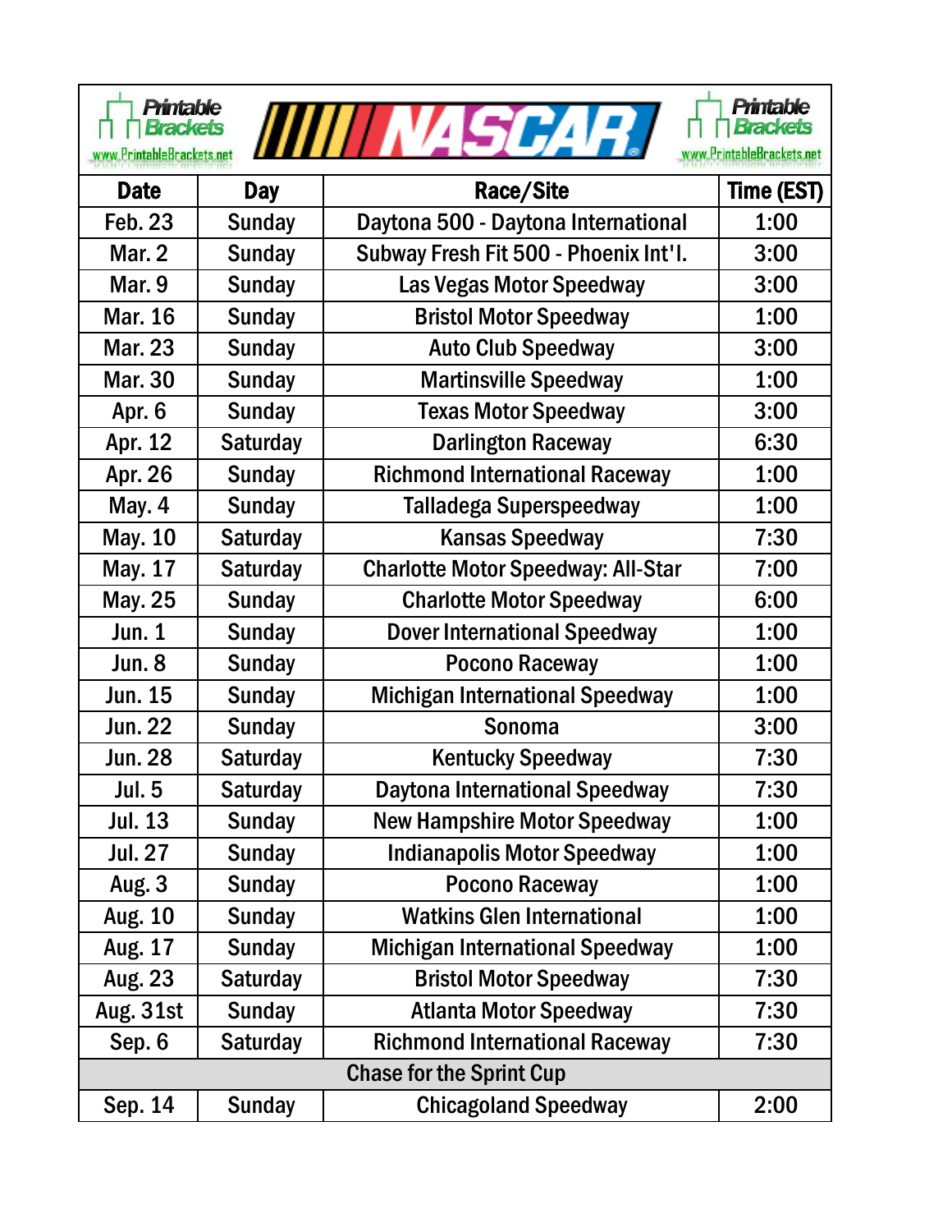Printable Brackets www.PrintableBrackets.net

# NASCAR

Printable Brackets www.PrintableBrackets.net

| Date | Day | Race/Site | Time (EST) |
|---|---|---|---|
| Feb. 23 | Sunday | Daytona 500 - Daytona International | 1:00 |
| Mar. 2 | Sunday | Subway Fresh Fit 500 - Phoenix Int'l. | 3:00 |
| Mar. 9 | Sunday | Las Vegas Motor Speedway | 3:00 |
| Mar. 16 | Sunday | Bristol Motor Speedway | 1:00 |
| Mar. 23 | Sunday | Auto Club Speedway | 3:00 |
| Mar. 30 | Sunday | Martinsville Speedway | 1:00 |
| Apr. 6 | Sunday | Texas Motor Speedway | 3:00 |
| Apr. 12 | Saturday | Darlington Raceway | 6:30 |
| Apr. 26 | Sunday | Richmond International Raceway | 1:00 |
| May. 4 | Sunday | Talladega Superspeedway | 1:00 |
| May. 10 | Saturday | Kansas Speedway | 7:30 |
| May. 17 | Saturday | Charlotte Motor Speedway: All-Star | 7:00 |
| May. 25 | Sunday | Charlotte Motor Speedway | 6:00 |
| Jun. 1 | Sunday | Dover International Speedway | 1:00 |
| Jun. 8 | Sunday | Pocono Raceway | 1:00 |
| Jun. 15 | Sunday | Michigan International Speedway | 1:00 |
| Jun. 22 | Sunday | Sonoma | 3:00 |
| Jun. 28 | Saturday | Kentucky Speedway | 7:30 |
| Jul. 5 | Saturday | Daytona International Speedway | 7:30 |
| Jul. 13 | Sunday | New Hampshire Motor Speedway | 1:00 |
| Jul. 27 | Sunday | Indianapolis Motor Speedway | 1:00 |
| Aug. 3 | Sunday | Pocono Raceway | 1:00 |
| Aug. 10 | Sunday | Watkins Glen International | 1:00 |
| Aug. 17 | Sunday | Michigan International Speedway | 1:00 |
| Aug. 23 | Saturday | Bristol Motor Speedway | 7:30 |
| Aug. 31st | Sunday | Atlanta Motor Speedway | 7:30 |
| Sep. 6 | Saturday | Richmond International Raceway | 7:30 |
| Chase for the Sprint Cup | | | |
| Sep. 14 | Sunday | Chicagoland Speedway | 2:00 |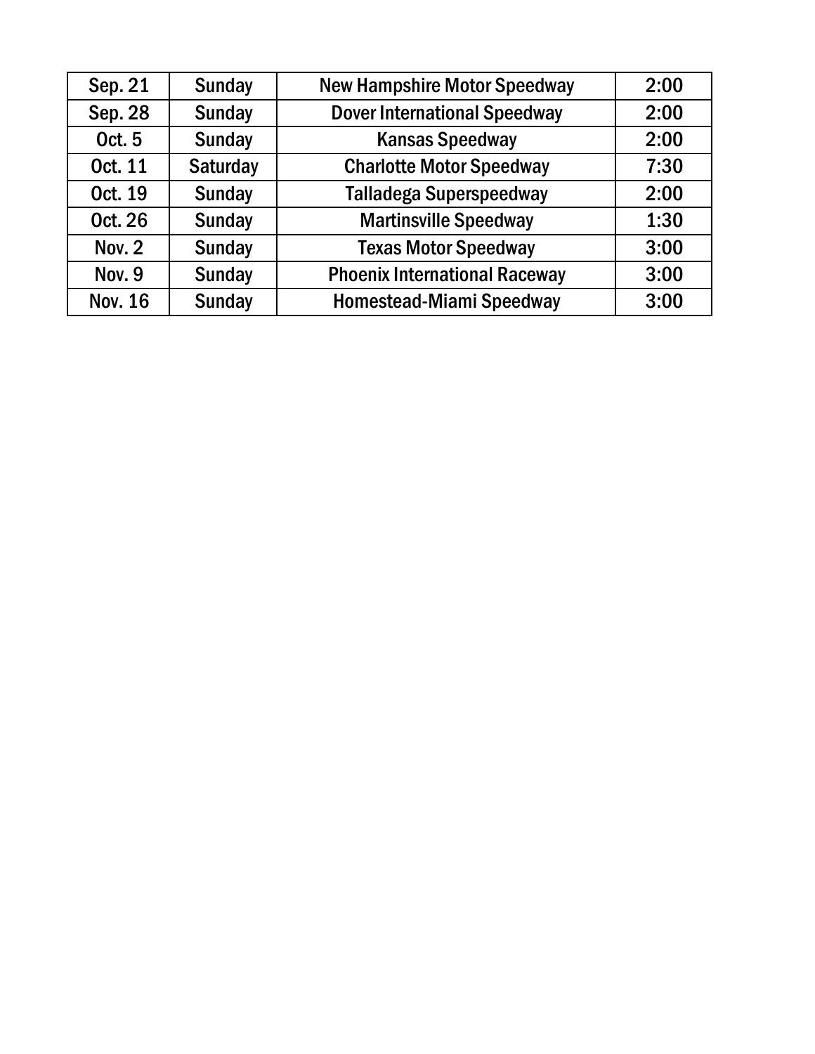| | | | |
|---|---|---|---|
| Sep. 21 | Sunday | New Hampshire Motor Speedway | 2:00 |
| Sep. 28 | Sunday | Dover International Speedway | 2:00 |
| Oct. 5 | Sunday | Kansas Speedway | 2:00 |
| Oct. 11 | Saturday | Charlotte Motor Speedway | 7:30 |
| Oct. 19 | Sunday | Talladega Superspeedway | 2:00 |
| Oct. 26 | Sunday | Martinsville Speedway | 1:30 |
| Nov. 2 | Sunday | Texas Motor Speedway | 3:00 |
| Nov. 9 | Sunday | Phoenix International Raceway | 3:00 |
| Nov. 16 | Sunday | Homestead-Miami Speedway | 3:00 |